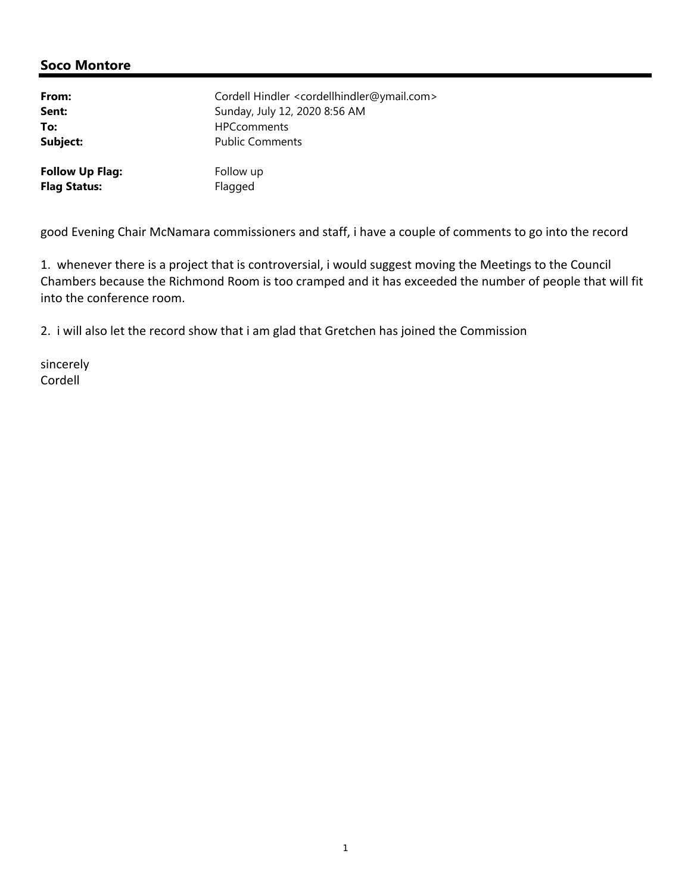## Soco Montore

| | |
|---|---|
| **From:** | Cordell Hindler <cordellhindler@ymail.com> |
| **Sent:** | Sunday, July 12, 2020 8:56 AM |
| **To:** | HPCcomments |
| **Subject:** | Public Comments |
| | |
| **Follow Up Flag:** | Follow up |
| **Flag Status:** | Flagged |

good Evening Chair McNamara commissioners and staff, i have a couple of comments to go into the record

1. whenever there is a project that is controversial, i would suggest moving the Meetings to the Council Chambers because the Richmond Room is too cramped and it has exceeded the number of people that will fit into the conference room.

2. i will also let the record show that i am glad that Gretchen has joined the Commission

sincerely
Cordell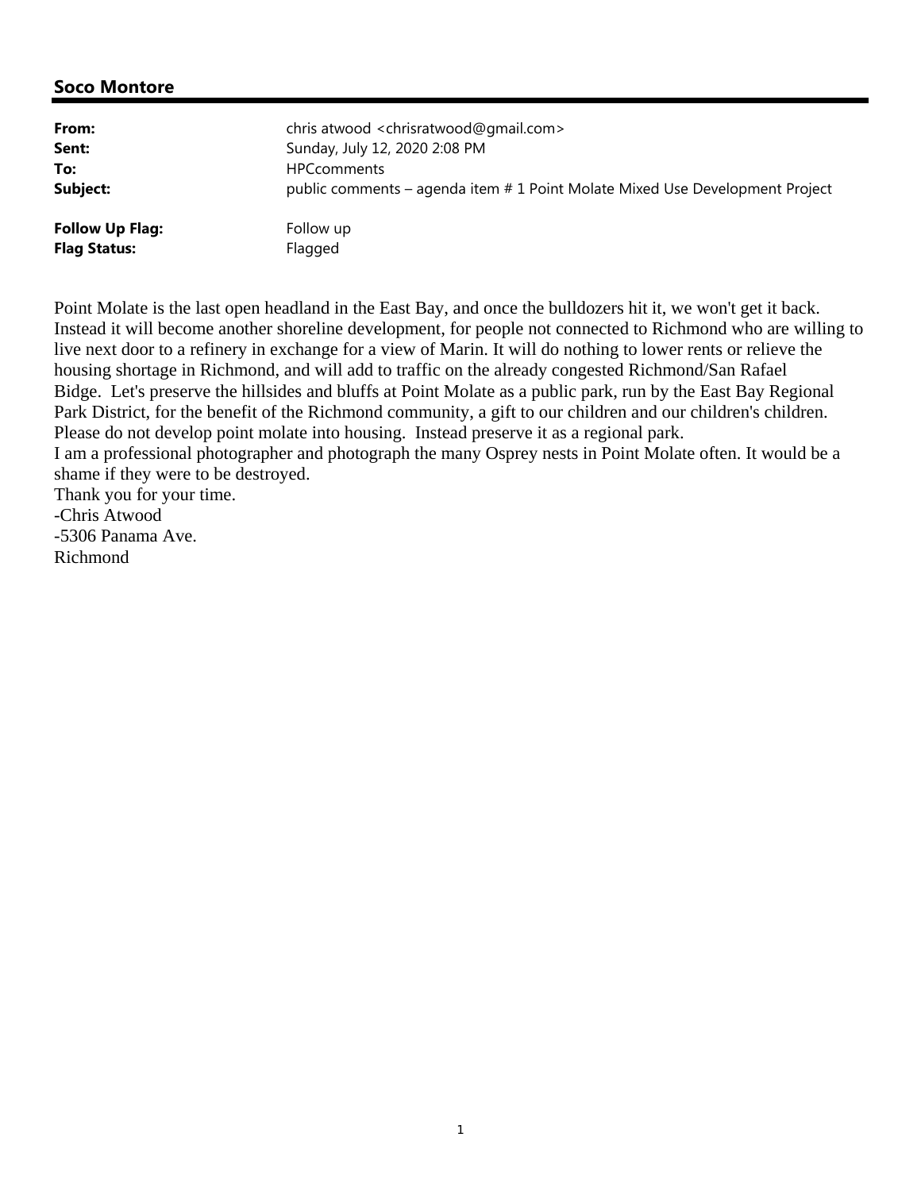## Soco Montore

| | |
|---|---|
| **From:** | chris atwood <chrisratwood@gmail.com> |
| **Sent:** | Sunday, July 12, 2020 2:08 PM |
| **To:** | HPCcomments |
| **Subject:** | public comments – agenda item # 1 Point Molate Mixed Use Development Project |
| **Follow Up Flag:** | Follow up |
| **Flag Status:** | Flagged |

Point Molate is the last open headland in the East Bay, and once the bulldozers hit it, we won't get it back. Instead it will become another shoreline development, for people not connected to Richmond who are willing to live next door to a refinery in exchange for a view of Marin. It will do nothing to lower rents or relieve the housing shortage in Richmond, and will add to traffic on the already congested Richmond/San Rafael Bidge. Let's preserve the hillsides and bluffs at Point Molate as a public park, run by the East Bay Regional Park District, for the benefit of the Richmond community, a gift to our children and our children's children. Please do not develop point molate into housing. Instead preserve it as a regional park.

I am a professional photographer and photograph the many Osprey nests in Point Molate often. It would be a shame if they were to be destroyed.

Thank you for your time.

-Chris Atwood

-5306 Panama Ave.

Richmond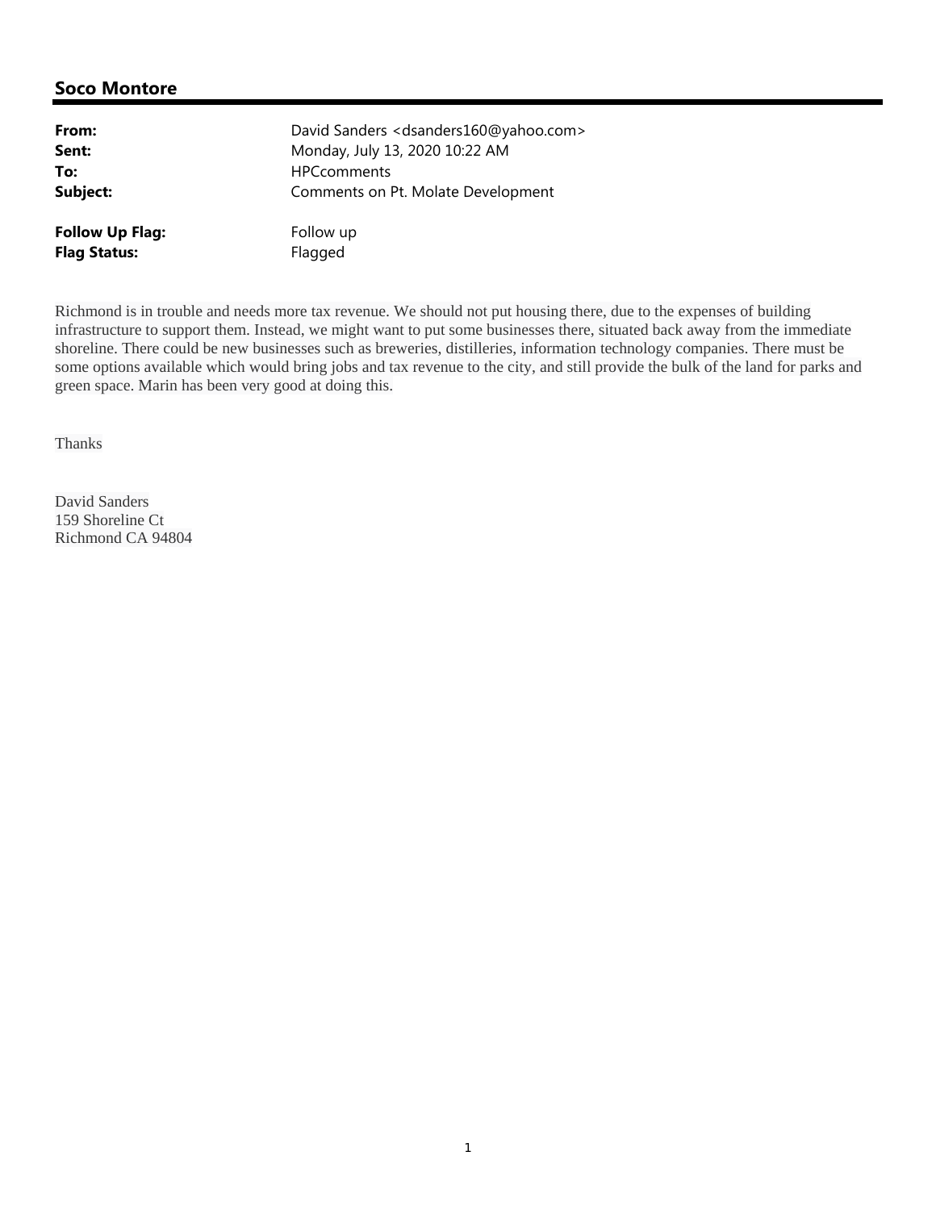## Soco Montore

| | |
|---|---|
| **From:** | David Sanders <dsanders160@yahoo.com> |
| **Sent:** | Monday, July 13, 2020 10:22 AM |
| **To:** | HPCcomments |
| **Subject:** | Comments on Pt. Molate Development |
| | |
| **Follow Up Flag:** | Follow up |
| **Flag Status:** | Flagged |

Richmond is in trouble and needs more tax revenue. We should not put housing there, due to the expenses of building infrastructure to support them. Instead, we might want to put some businesses there, situated back away from the immediate shoreline. There could be new businesses such as breweries, distilleries, information technology companies. There must be some options available which would bring jobs and tax revenue to the city, and still provide the bulk of the land for parks and green space. Marin has been very good at doing this.

Thanks

David Sanders  
159 Shoreline Ct  
Richmond CA 94804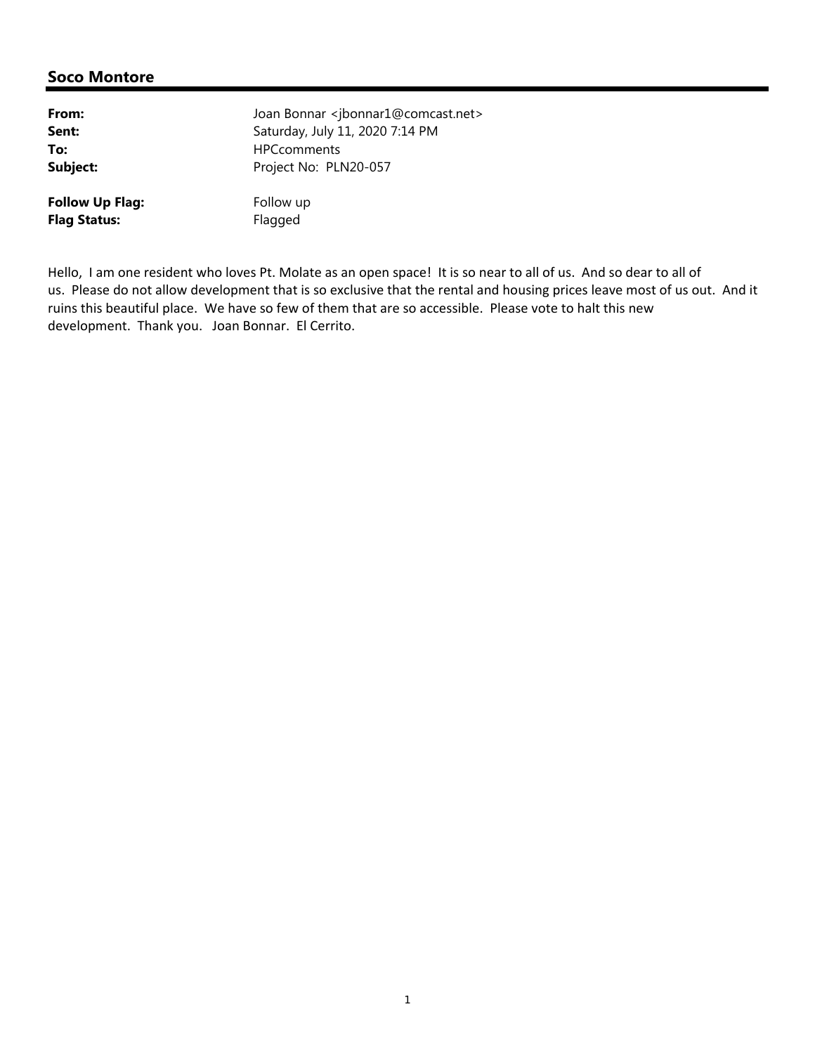## Soco Montore

| | |
|---|---|
| **From:** | Joan Bonnar <jbonnar1@comcast.net> |
| **Sent:** | Saturday, July 11, 2020 7:14 PM |
| **To:** | HPCcomments |
| **Subject:** | Project No: PLN20-057 |
| **Follow Up Flag:** | Follow up |
| **Flag Status:** | Flagged |

Hello, I am one resident who loves Pt. Molate as an open space! It is so near to all of us. And so dear to all of us. Please do not allow development that is so exclusive that the rental and housing prices leave most of us out. And it ruins this beautiful place. We have so few of them that are so accessible. Please vote to halt this new development. Thank you. Joan Bonnar. El Cerrito.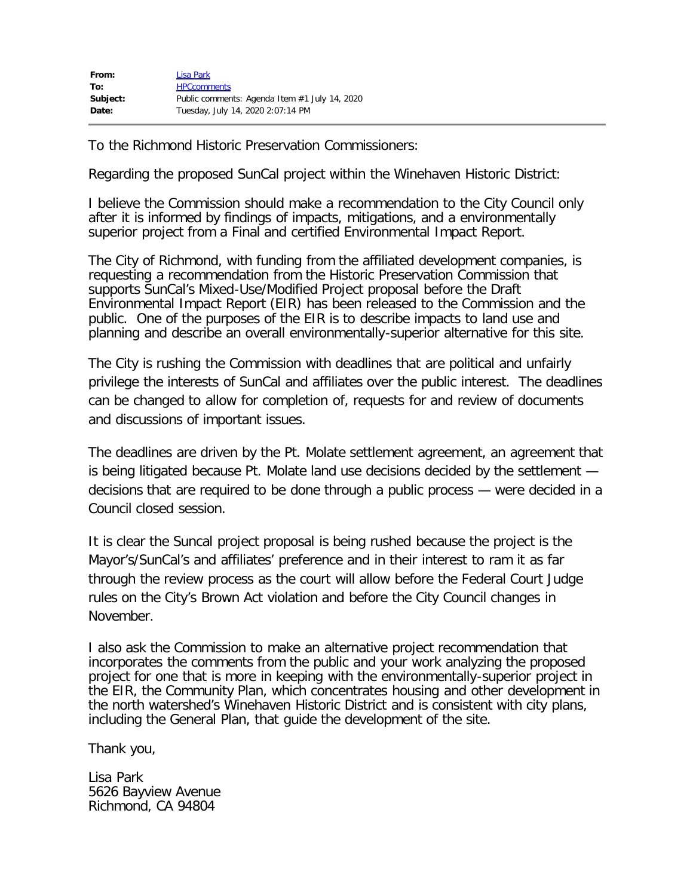| | |
|---|---|
| **From:** | Lisa Park |
| **To:** | HPCcomments |
| **Subject:** | Public comments: Agenda Item #1 July 14, 2020 |
| **Date:** | Tuesday, July 14, 2020 2:07:14 PM |

To the Richmond Historic Preservation Commissioners:

Regarding the proposed SunCal project within the Winehaven Historic District:

I believe the Commission should make a recommendation to the City Council only after it is informed by findings of impacts, mitigations, and a environmentally superior project from a Final and certified Environmental Impact Report.

The City of Richmond, with funding from the affiliated development companies, is requesting a recommendation from the Historic Preservation Commission that supports SunCal's Mixed-Use/Modified Project proposal before the Draft Environmental Impact Report (EIR) has been released to the Commission and the public. One of the purposes of the EIR is to describe impacts to land use and planning and describe an overall environmentally-superior alternative for this site.

The City is rushing the Commission with deadlines that are political and unfairly privilege the interests of SunCal and affiliates over the public interest. The deadlines can be changed to allow for completion of, requests for and review of documents and discussions of important issues.

The deadlines are driven by the Pt. Molate settlement agreement, an agreement that is being litigated because Pt. Molate land use decisions decided by the settlement — decisions that are required to be done through a public process — were decided in a Council closed session.

It is clear the Suncal project proposal is being rushed because the project is the Mayor's/SunCal's and affiliates' preference and in their interest to ram it as far through the review process as the court will allow before the Federal Court Judge rules on the City's Brown Act violation and before the City Council changes in November.

I also ask the Commission to make an alternative project recommendation that incorporates the comments from the public and your work analyzing the proposed project for one that is more in keeping with the environmentally-superior project in the EIR, the Community Plan, which concentrates housing and other development in the north watershed's Winehaven Historic District and is consistent with city plans, including the General Plan, that guide the development of the site.

Thank you,

Lisa Park
5626 Bayview Avenue
Richmond, CA 94804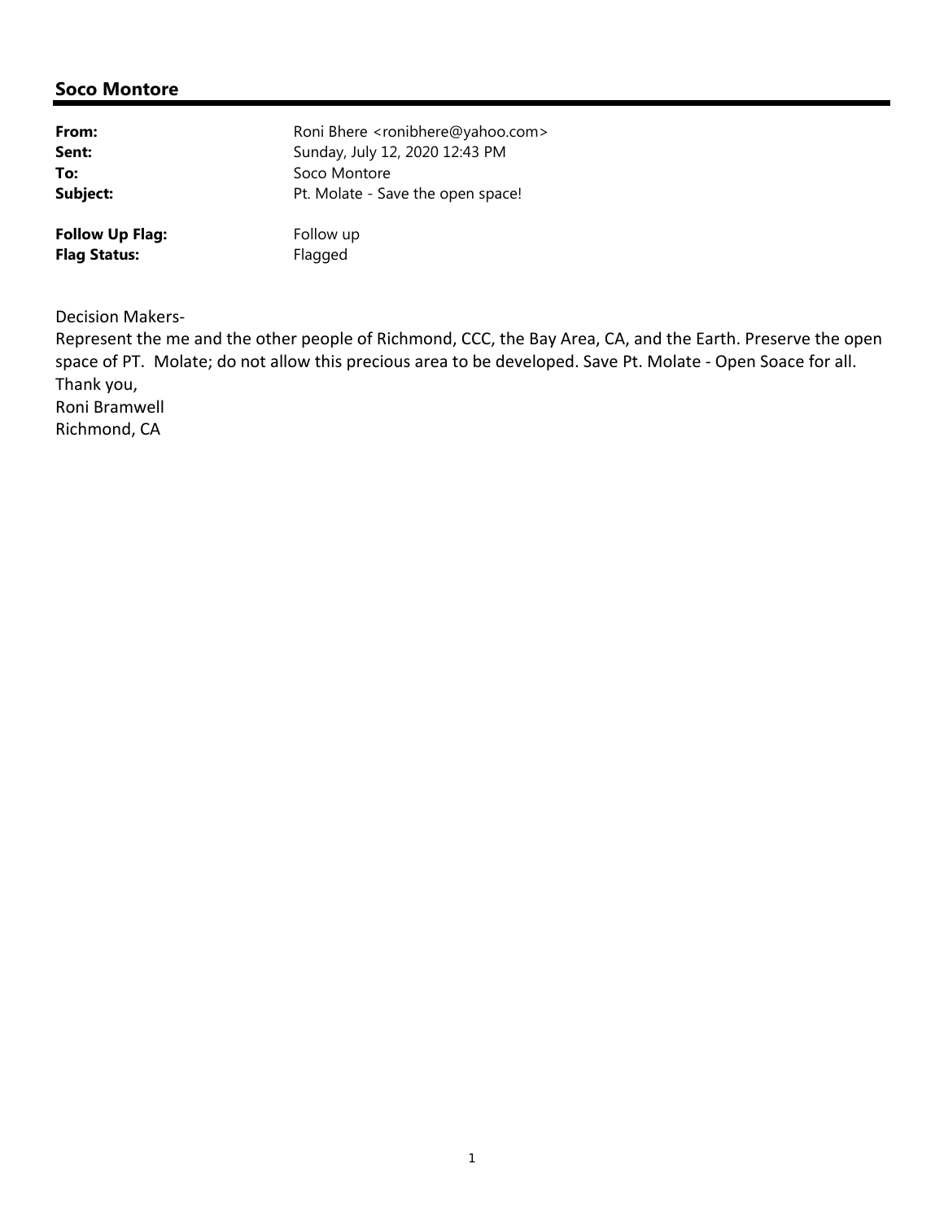## Soco Montore

| | |
|---|---|
| **From:** | Roni Bhere <ronibhere@yahoo.com> |
| **Sent:** | Sunday, July 12, 2020 12:43 PM |
| **To:** | Soco Montore |
| **Subject:** | Pt. Molate - Save the open space! |
| **Follow Up Flag:** | Follow up |
| **Flag Status:** | Flagged |

Decision Makers-
Represent the me and the other people of Richmond, CCC, the Bay Area, CA, and the Earth. Preserve the open space of PT. Molate; do not allow this precious area to be developed. Save Pt. Molate - Open Soace for all.
Thank you,
Roni Bramwell
Richmond, CA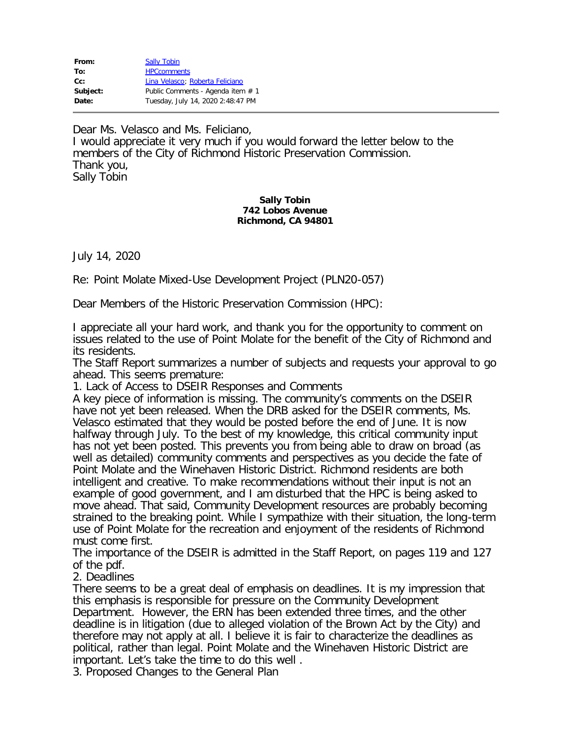| | |
|---|---|
| **From:** | Sally Tobin |
| **To:** | HPCcomments |
| **Cc:** | Lina Velasco; Roberta Feliciano |
| **Subject:** | Public Comments - Agenda item # 1 |
| **Date:** | Tuesday, July 14, 2020 2:48:47 PM |

Dear Ms. Velasco and Ms. Feliciano,
I would appreciate it very much if you would forward the letter below to the members of the City of Richmond Historic Preservation Commission.
Thank you,
Sally Tobin

**Sally Tobin**
**742 Lobos Avenue**
**Richmond, CA 94801**

July 14, 2020

Re: Point Molate Mixed-Use Development Project (PLN20-057)

Dear Members of the Historic Preservation Commission (HPC):

I appreciate all your hard work, and thank you for the opportunity to comment on issues related to the use of Point Molate for the benefit of the City of Richmond and its residents.
The Staff Report summarizes a number of subjects and requests your approval to go ahead. This seems premature:
1. Lack of Access to DSEIR Responses and Comments
A key piece of information is missing. The community's comments on the DSEIR have not yet been released. When the DRB asked for the DSEIR comments, Ms. Velasco estimated that they would be posted before the end of June. It is now halfway through July. To the best of my knowledge, this critical community input has not yet been posted. This prevents you from being able to draw on broad (as well as detailed) community comments and perspectives as you decide the fate of Point Molate and the Winehaven Historic District. Richmond residents are both intelligent and creative. To make recommendations without their input is not an example of good government, and I am disturbed that the HPC is being asked to move ahead. That said, Community Development resources are probably becoming strained to the breaking point. While I sympathize with their situation, the long-term use of Point Molate for the recreation and enjoyment of the residents of Richmond must come first.
The importance of the DSEIR is admitted in the Staff Report, on pages 119 and 127 of the pdf.
2. Deadlines
There seems to be a great deal of emphasis on deadlines. It is my impression that this emphasis is responsible for pressure on the Community Development Department. However, the ERN has been extended three times, and the other deadline is in litigation (due to alleged violation of the Brown Act by the City) and therefore may not apply at all. I believe it is fair to characterize the deadlines as political, rather than legal. Point Molate and the Winehaven Historic District are important. Let's take the time to do this well .
3. Proposed Changes to the General Plan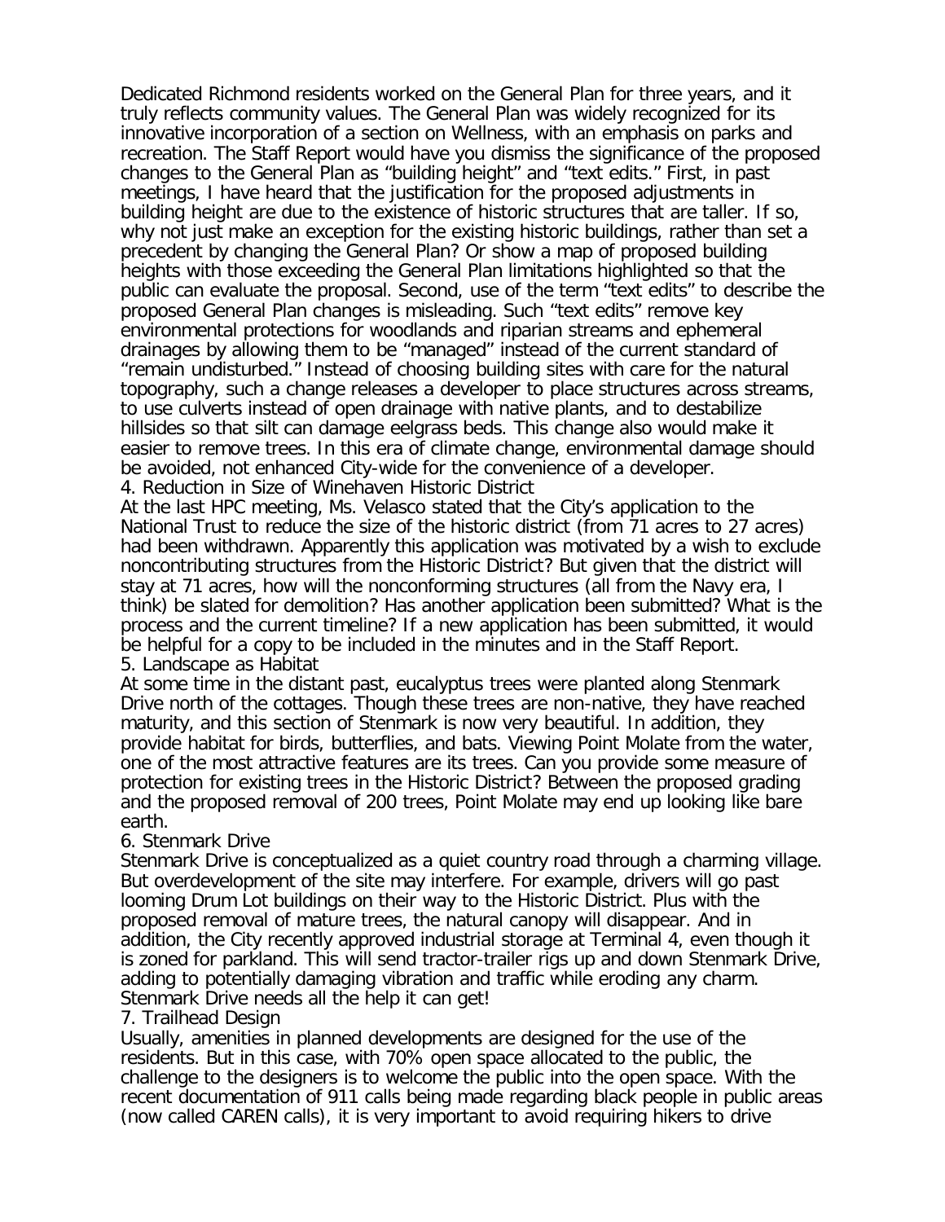Dedicated Richmond residents worked on the General Plan for three years, and it truly reflects community values. The General Plan was widely recognized for its innovative incorporation of a section on Wellness, with an emphasis on parks and recreation. The Staff Report would have you dismiss the significance of the proposed changes to the General Plan as "building height" and "text edits." First, in past meetings, I have heard that the justification for the proposed adjustments in building height are due to the existence of historic structures that are taller. If so, why not just make an exception for the existing historic buildings, rather than set a precedent by changing the General Plan? Or show a map of proposed building heights with those exceeding the General Plan limitations highlighted so that the public can evaluate the proposal. Second, use of the term "text edits" to describe the proposed General Plan changes is misleading. Such "text edits" remove key environmental protections for woodlands and riparian streams and ephemeral drainages by allowing them to be "managed" instead of the current standard of "remain undisturbed." Instead of choosing building sites with care for the natural topography, such a change releases a developer to place structures across streams, to use culverts instead of open drainage with native plants, and to destabilize hillsides so that silt can damage eelgrass beds. This change also would make it easier to remove trees. In this era of climate change, environmental damage should be avoided, not enhanced City-wide for the convenience of a developer.

4. Reduction in Size of Winehaven Historic District

At the last HPC meeting, Ms. Velasco stated that the City's application to the National Trust to reduce the size of the historic district (from 71 acres to 27 acres) had been withdrawn. Apparently this application was motivated by a wish to exclude noncontributing structures from the Historic District? But given that the district will stay at 71 acres, how will the nonconforming structures (all from the Navy era, I think) be slated for demolition? Has another application been submitted? What is the process and the current timeline? If a new application has been submitted, it would be helpful for a copy to be included in the minutes and in the Staff Report.

5. Landscape as Habitat

At some time in the distant past, eucalyptus trees were planted along Stenmark Drive north of the cottages. Though these trees are non-native, they have reached maturity, and this section of Stenmark is now very beautiful. In addition, they provide habitat for birds, butterflies, and bats. Viewing Point Molate from the water, one of the most attractive features are its trees. Can you provide some measure of protection for existing trees in the Historic District? Between the proposed grading and the proposed removal of 200 trees, Point Molate may end up looking like bare earth.

6. Stenmark Drive

Stenmark Drive is conceptualized as a quiet country road through a charming village. But overdevelopment of the site may interfere. For example, drivers will go past looming Drum Lot buildings on their way to the Historic District. Plus with the proposed removal of mature trees, the natural canopy will disappear. And in addition, the City recently approved industrial storage at Terminal 4, even though it is zoned for parkland. This will send tractor-trailer rigs up and down Stenmark Drive, adding to potentially damaging vibration and traffic while eroding any charm. Stenmark Drive needs all the help it can get!

7. Trailhead Design

Usually, amenities in planned developments are designed for the use of the residents. But in this case, with 70% open space allocated to the public, the challenge to the designers is to welcome the public into the open space. With the recent documentation of 911 calls being made regarding black people in public areas (now called CAREN calls), it is very important to avoid requiring hikers to drive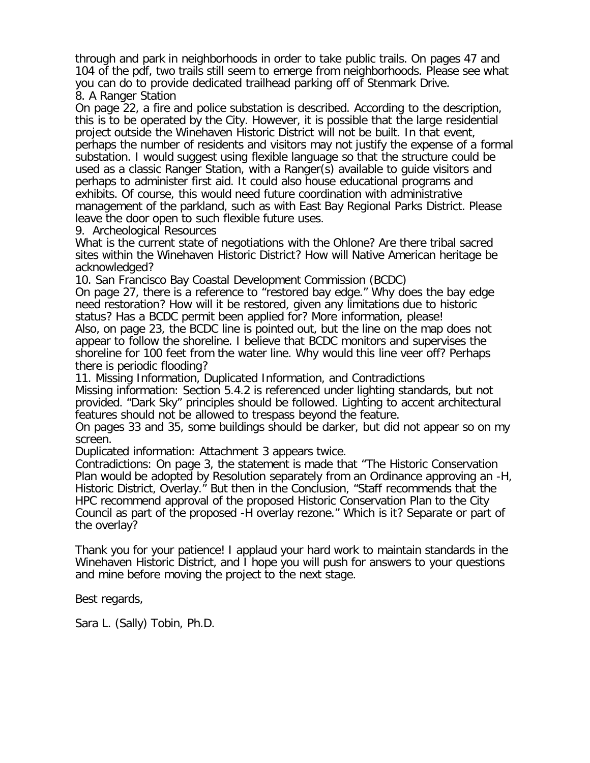through and park in neighborhoods in order to take public trails. On pages 47 and 104 of the pdf, two trails still seem to emerge from neighborhoods. Please see what you can do to provide dedicated trailhead parking off of Stenmark Drive.

8. A Ranger Station

On page 22, a fire and police substation is described. According to the description, this is to be operated by the City. However, it is possible that the large residential project outside the Winehaven Historic District will not be built. In that event, perhaps the number of residents and visitors may not justify the expense of a formal substation. I would suggest using flexible language so that the structure could be used as a classic Ranger Station, with a Ranger(s) available to guide visitors and perhaps to administer first aid. It could also house educational programs and exhibits. Of course, this would need future coordination with administrative management of the parkland, such as with East Bay Regional Parks District. Please leave the door open to such flexible future uses.

9. Archeological Resources

What is the current state of negotiations with the Ohlone? Are there tribal sacred sites within the Winehaven Historic District? How will Native American heritage be acknowledged?

10. San Francisco Bay Coastal Development Commission (BCDC)

On page 27, there is a reference to "restored bay edge." Why does the bay edge need restoration? How will it be restored, given any limitations due to historic status? Has a BCDC permit been applied for? More information, please!

Also, on page 23, the BCDC line is pointed out, but the line on the map does not appear to follow the shoreline. I believe that BCDC monitors and supervises the shoreline for 100 feet from the water line. Why would this line veer off? Perhaps there is periodic flooding?

11. Missing Information, Duplicated Information, and Contradictions

Missing information: Section 5.4.2 is referenced under lighting standards, but not provided. "Dark Sky" principles should be followed. Lighting to accent architectural features should not be allowed to trespass beyond the feature.

On pages 33 and 35, some buildings should be darker, but did not appear so on my screen.

Duplicated information: Attachment 3 appears twice.

Contradictions: On page 3, the statement is made that "The Historic Conservation Plan would be adopted by Resolution separately from an Ordinance approving an -H, Historic District, Overlay." But then in the Conclusion, "Staff recommends that the HPC recommend approval of the proposed Historic Conservation Plan to the City Council as part of the proposed -H overlay rezone." Which is it? Separate or part of the overlay?

Thank you for your patience! I applaud your hard work to maintain standards in the Winehaven Historic District, and I hope you will push for answers to your questions and mine before moving the project to the next stage.

Best regards,

Sara L. (Sally) Tobin, Ph.D.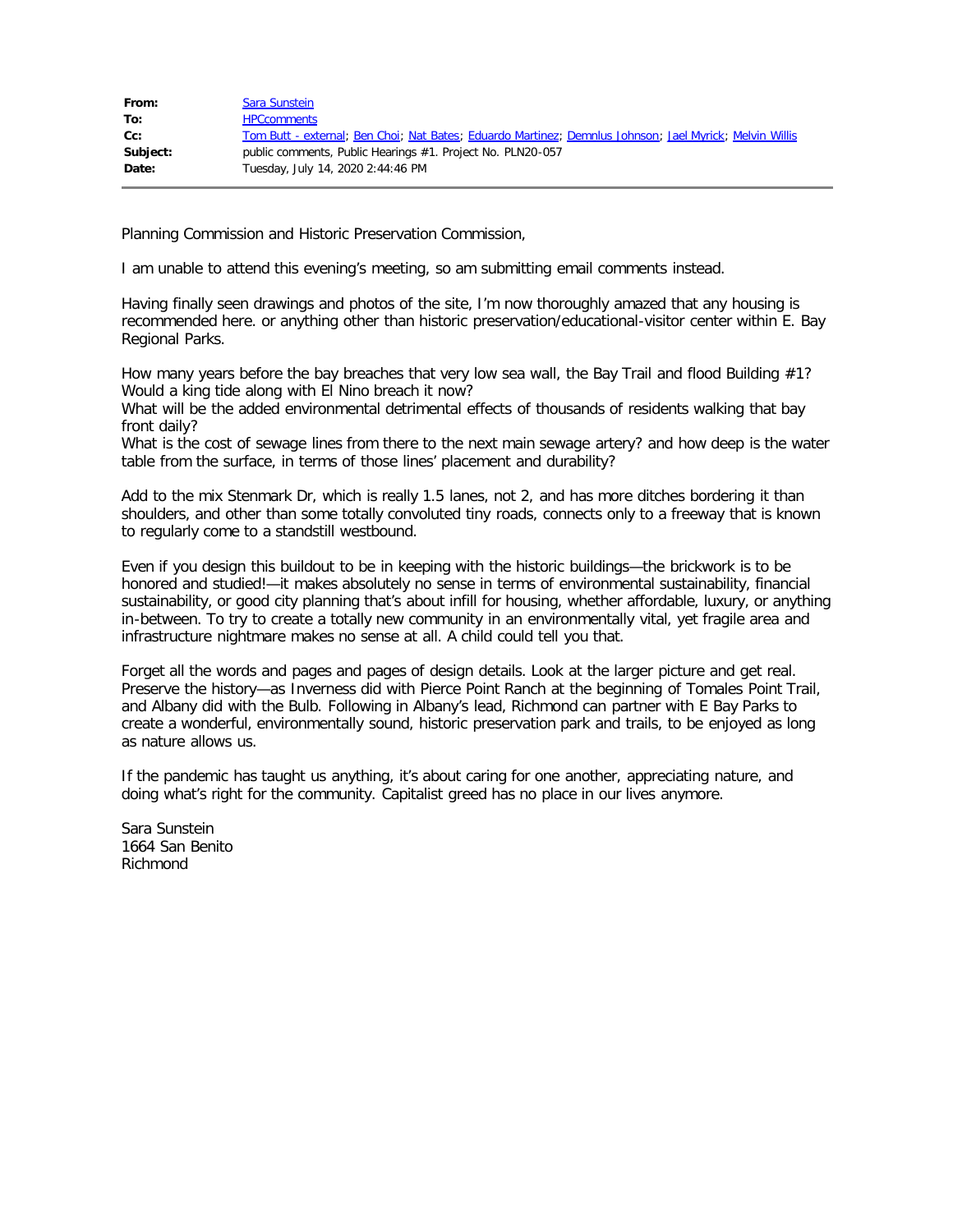| | |
|---|---|
| **From:** | Sara Sunstein |
| **To:** | HPCcomments |
| **Cc:** | Tom Butt - external; Ben Choi; Nat Bates; Eduardo Martinez; Demnlus Johnson; Jael Myrick; Melvin Willis |
| **Subject:** | public comments, Public Hearings #1. Project No. PLN20-057 |
| **Date:** | Tuesday, July 14, 2020 2:44:46 PM |

---

Planning Commission and Historic Preservation Commission,

I am unable to attend this evening's meeting, so am submitting email comments instead.

Having finally seen drawings and photos of the site, I'm now thoroughly amazed that any housing is recommended here. or anything other than historic preservation/educational-visitor center within E. Bay Regional Parks.

How many years before the bay breaches that very low sea wall, the Bay Trail and flood Building #1? Would a king tide along with El Nino breach it now?
What will be the added environmental detrimental effects of thousands of residents walking that bay front daily?
What is the cost of sewage lines from there to the next main sewage artery? and how deep is the water table from the surface, in terms of those lines' placement and durability?

Add to the mix Stenmark Dr, which is really 1.5 lanes, not 2, and has more ditches bordering it than shoulders, and other than some totally convoluted tiny roads, connects only to a freeway that is known to regularly come to a standstill westbound.

Even if you design this buildout to be in keeping with the historic buildings—the brickwork is to be honored and studied!—it makes absolutely no sense in terms of environmental sustainability, financial sustainability, or good city planning that's about infill for housing, whether affordable, luxury, or anything in-between. To try to create a totally new community in an environmentally vital, yet fragile area and infrastructure nightmare makes no sense at all. A child could tell you that.

Forget all the words and pages and pages of design details. Look at the larger picture and get real. Preserve the history—as Inverness did with Pierce Point Ranch at the beginning of Tomales Point Trail, and Albany did with the Bulb. Following in Albany's lead, Richmond can partner with E Bay Parks to create a wonderful, environmentally sound, historic preservation park and trails, to be enjoyed as long as nature allows us.

If the pandemic has taught us anything, it's about caring for one another, appreciating nature, and doing what's right for the community. Capitalist greed has no place in our lives anymore.

Sara Sunstein
1664 San Benito
Richmond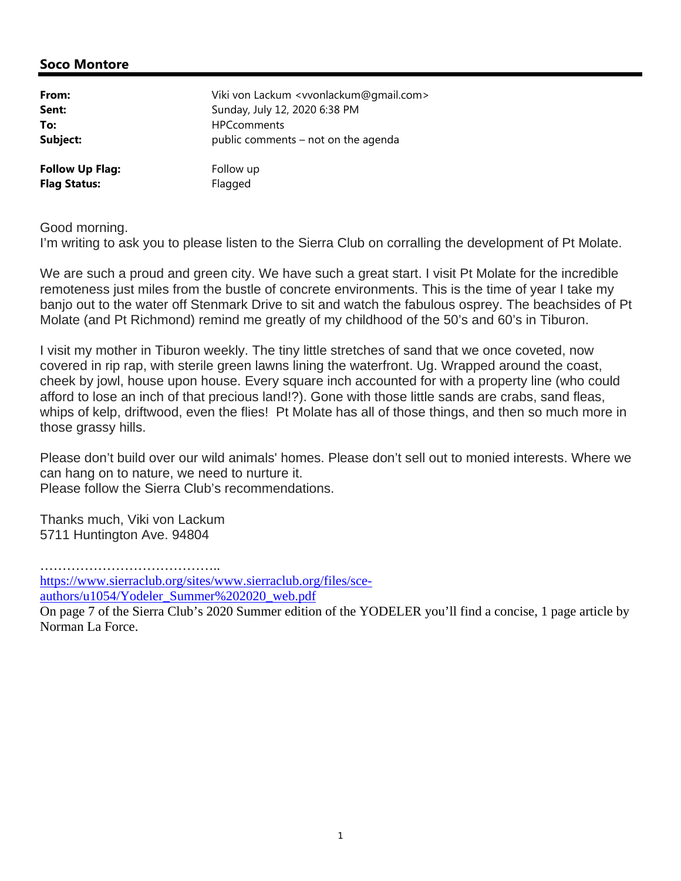**Soco Montore**

| | |
|---|---|
| **From:** | Viki von Lackum <vvonlackum@gmail.com> |
| **Sent:** | Sunday, July 12, 2020 6:38 PM |
| **To:** | HPCcomments |
| **Subject:** | public comments – not on the agenda |
| | |
| **Follow Up Flag:** | Follow up |
| **Flag Status:** | Flagged |

Good morning.
I'm writing to ask you to please listen to the Sierra Club on corralling the development of Pt Molate.

We are such a proud and green city. We have such a great start. I visit Pt Molate for the incredible remoteness just miles from the bustle of concrete environments. This is the time of year I take my banjo out to the water off Stenmark Drive to sit and watch the fabulous osprey. The beachsides of Pt Molate (and Pt Richmond) remind me greatly of my childhood of the 50's and 60's in Tiburon.

I visit my mother in Tiburon weekly. The tiny little stretches of sand that we once coveted, now covered in rip rap, with sterile green lawns lining the waterfront. Ug. Wrapped around the coast, cheek by jowl, house upon house. Every square inch accounted for with a property line (who could afford to lose an inch of that precious land!?). Gone with those little sands are crabs, sand fleas, whips of kelp, driftwood, even the flies! Pt Molate has all of those things, and then so much more in those grassy hills.

Please don't build over our wild animals' homes. Please don't sell out to monied interests. Where we can hang on to nature, we need to nurture it.
Please follow the Sierra Club's recommendations.

Thanks much, Viki von Lackum
5711 Huntington Ave. 94804

…………………………………..
https://www.sierraclub.org/sites/www.sierraclub.org/files/sce-authors/u1054/Yodeler_Summer%202020_web.pdf
On page 7 of the Sierra Club's 2020 Summer edition of the YODELER you'll find a concise, 1 page article by Norman La Force.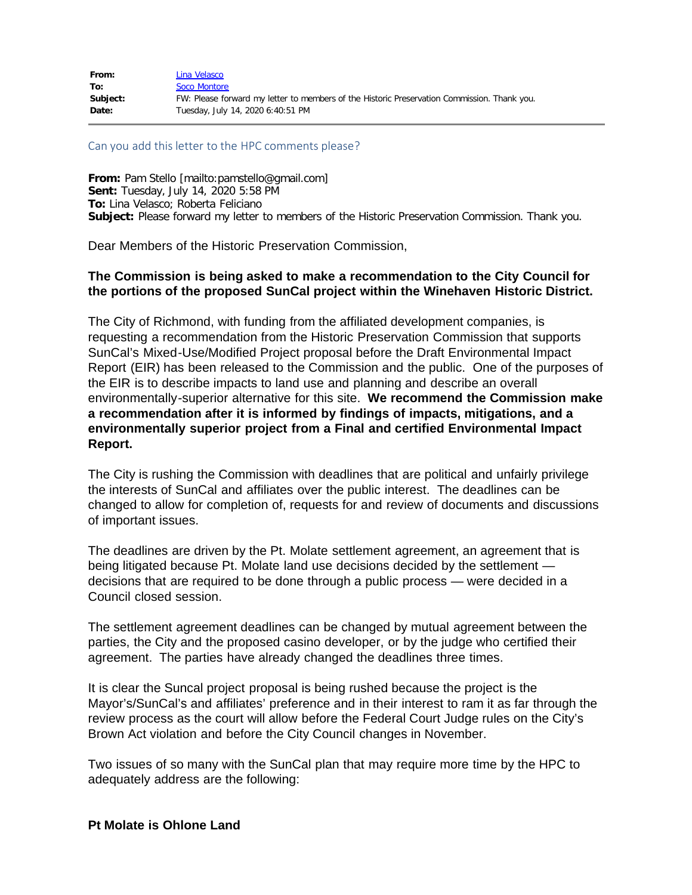**From:** Lina Velasco
**To:** Soco Montore
**Subject:** FW: Please forward my letter to members of the Historic Preservation Commission. Thank you.
**Date:** Tuesday, July 14, 2020 6:40:51 PM

---

Can you add this letter to the HPC comments please?

**From:** Pam Stello [mailto:pamstello@gmail.com]
**Sent:** Tuesday, July 14, 2020 5:58 PM
**To:** Lina Velasco; Roberta Feliciano
**Subject:** Please forward my letter to members of the Historic Preservation Commission. Thank you.

Dear Members of the Historic Preservation Commission,

**The Commission is being asked to make a recommendation to the City Council for the portions of the proposed SunCal project within the Winehaven Historic District.**

The City of Richmond, with funding from the affiliated development companies, is requesting a recommendation from the Historic Preservation Commission that supports SunCal's Mixed-Use/Modified Project proposal before the Draft Environmental Impact Report (EIR) has been released to the Commission and the public. One of the purposes of the EIR is to describe impacts to land use and planning and describe an overall environmentally-superior alternative for this site. **We recommend the Commission make a recommendation after it is informed by findings of impacts, mitigations, and a environmentally superior project from a Final and certified Environmental Impact Report.**

The City is rushing the Commission with deadlines that are political and unfairly privilege the interests of SunCal and affiliates over the public interest. The deadlines can be changed to allow for completion of, requests for and review of documents and discussions of important issues.

The deadlines are driven by the Pt. Molate settlement agreement, an agreement that is being litigated because Pt. Molate land use decisions decided by the settlement — decisions that are required to be done through a public process — were decided in a Council closed session.

The settlement agreement deadlines can be changed by mutual agreement between the parties, the City and the proposed casino developer, or by the judge who certified their agreement. The parties have already changed the deadlines three times.

It is clear the Suncal project proposal is being rushed because the project is the Mayor's/SunCal's and affiliates' preference and in their interest to ram it as far through the review process as the court will allow before the Federal Court Judge rules on the City's Brown Act violation and before the City Council changes in November.

Two issues of so many with the SunCal plan that may require more time by the HPC to adequately address are the following:

**Pt Molate is Ohlone Land**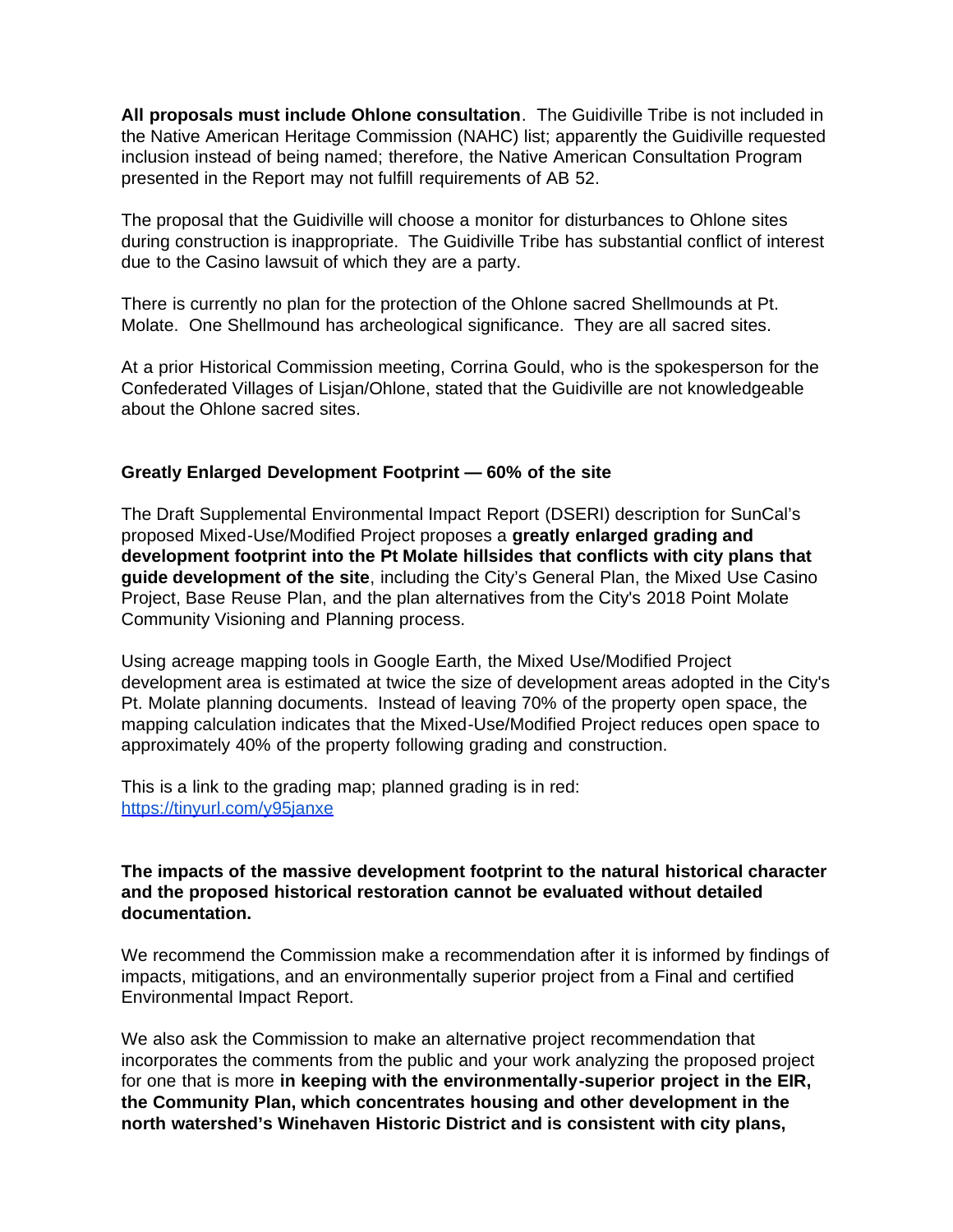**All proposals must include Ohlone consultation**. The Guidiville Tribe is not included in the Native American Heritage Commission (NAHC) list; apparently the Guidiville requested inclusion instead of being named; therefore, the Native American Consultation Program presented in the Report may not fulfill requirements of AB 52.

The proposal that the Guidiville will choose a monitor for disturbances to Ohlone sites during construction is inappropriate. The Guidiville Tribe has substantial conflict of interest due to the Casino lawsuit of which they are a party.

There is currently no plan for the protection of the Ohlone sacred Shellmounds at Pt. Molate. One Shellmound has archeological significance. They are all sacred sites.

At a prior Historical Commission meeting, Corrina Gould, who is the spokesperson for the Confederated Villages of Lisjan/Ohlone, stated that the Guidiville are not knowledgeable about the Ohlone sacred sites.

**Greatly Enlarged Development Footprint — 60% of the site**

The Draft Supplemental Environmental Impact Report (DSERI) description for SunCal's proposed Mixed-Use/Modified Project proposes a **greatly enlarged grading and development footprint into the Pt Molate hillsides that conflicts with city plans that guide development of the site**, including the City's General Plan, the Mixed Use Casino Project, Base Reuse Plan, and the plan alternatives from the City's 2018 Point Molate Community Visioning and Planning process.

Using acreage mapping tools in Google Earth, the Mixed Use/Modified Project development area is estimated at twice the size of development areas adopted in the City's Pt. Molate planning documents. Instead of leaving 70% of the property open space, the mapping calculation indicates that the Mixed-Use/Modified Project reduces open space to approximately 40% of the property following grading and construction.

This is a link to the grading map; planned grading is in red: https://tinyurl.com/y95janxe

**The impacts of the massive development footprint to the natural historical character and the proposed historical restoration cannot be evaluated without detailed documentation.**

We recommend the Commission make a recommendation after it is informed by findings of impacts, mitigations, and an environmentally superior project from a Final and certified Environmental Impact Report.

We also ask the Commission to make an alternative project recommendation that incorporates the comments from the public and your work analyzing the proposed project for one that is more **in keeping with the environmentally-superior project in the EIR, the Community Plan, which concentrates housing and other development in the north watershed's Winehaven Historic District and is consistent with city plans,**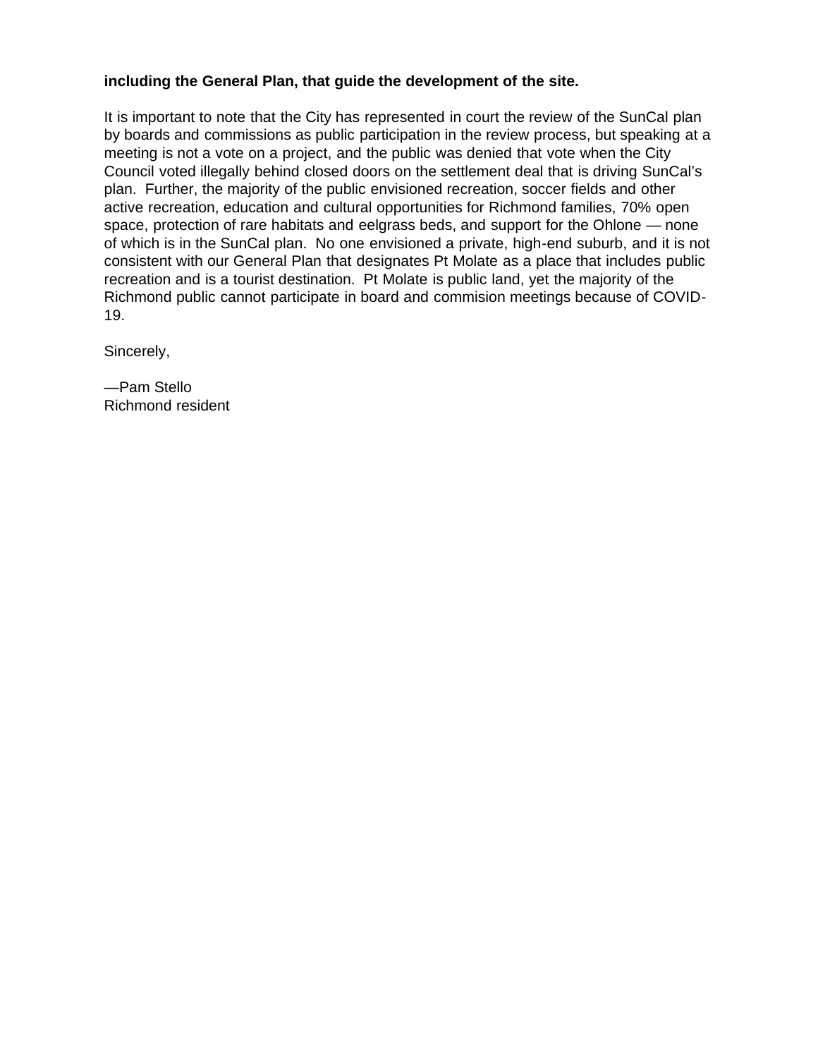**including the General Plan, that guide the development of the site.**

It is important to note that the City has represented in court the review of the SunCal plan by boards and commissions as public participation in the review process, but speaking at a meeting is not a vote on a project, and the public was denied that vote when the City Council voted illegally behind closed doors on the settlement deal that is driving SunCal's plan. Further, the majority of the public envisioned recreation, soccer fields and other active recreation, education and cultural opportunities for Richmond families, 70% open space, protection of rare habitats and eelgrass beds, and support for the Ohlone — none of which is in the SunCal plan. No one envisioned a private, high-end suburb, and it is not consistent with our General Plan that designates Pt Molate as a place that includes public recreation and is a tourist destination. Pt Molate is public land, yet the majority of the Richmond public cannot participate in board and commision meetings because of COVID-19.

Sincerely,

—Pam Stello
Richmond resident